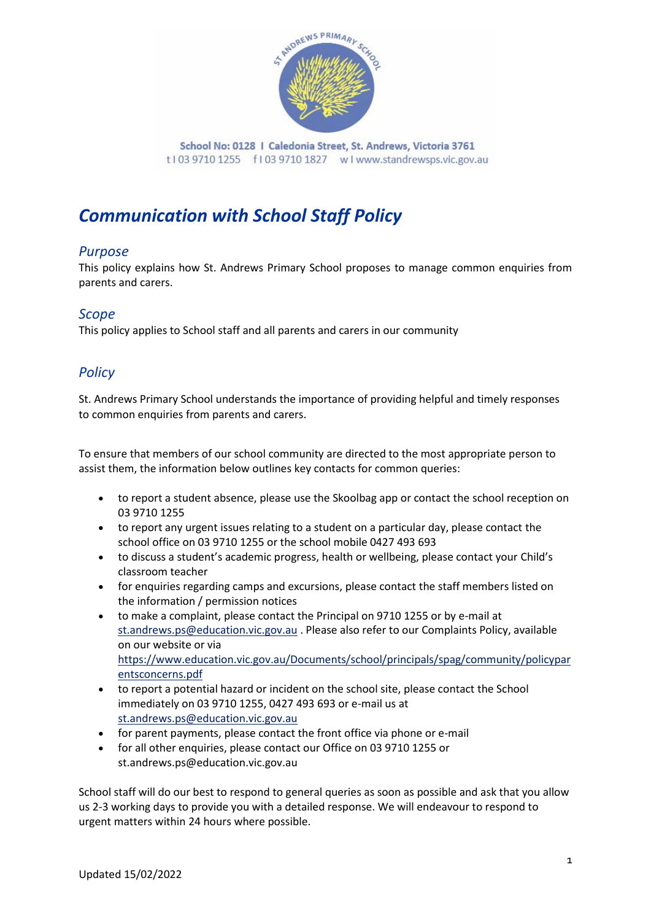School No: 0128 I Caledonia Street, St. Andrews, Victoria 3761
t I 03 9710 1255 f I 03 9710 1827 w I www.standrewsps.vic.gov.au

# *Communication with School Staff Policy*

## *Purpose*

This policy explains how St. Andrews Primary School proposes to manage common enquiries from parents and carers.

## *Scope*

This policy applies to School staff and all parents and carers in our community

## *Policy*

St. Andrews Primary School understands the importance of providing helpful and timely responses to common enquiries from parents and carers.

To ensure that members of our school community are directed to the most appropriate person to assist them, the information below outlines key contacts for common queries:

- to report a student absence, please use the Skoolbag app or contact the school reception on 03 9710 1255
- to report any urgent issues relating to a student on a particular day, please contact the school office on 03 9710 1255 or the school mobile 0427 493 693
- to discuss a student's academic progress, health or wellbeing, please contact your Child's classroom teacher
- for enquiries regarding camps and excursions, please contact the staff members listed on the information / permission notices
- to make a complaint, please contact the Principal on 9710 1255 or by e-mail at st.andrews.ps@education.vic.gov.au . Please also refer to our Complaints Policy, available on our website or via https://www.education.vic.gov.au/Documents/school/principals/spag/community/policyparentsconcerns.pdf
- to report a potential hazard or incident on the school site, please contact the School immediately on 03 9710 1255, 0427 493 693 or e-mail us at st.andrews.ps@education.vic.gov.au
- for parent payments, please contact the front office via phone or e-mail
- for all other enquiries, please contact our Office on 03 9710 1255 or st.andrews.ps@education.vic.gov.au

School staff will do our best to respond to general queries as soon as possible and ask that you allow us 2-3 working days to provide you with a detailed response. We will endeavour to respond to urgent matters within 24 hours where possible.

Updated 15/02/2022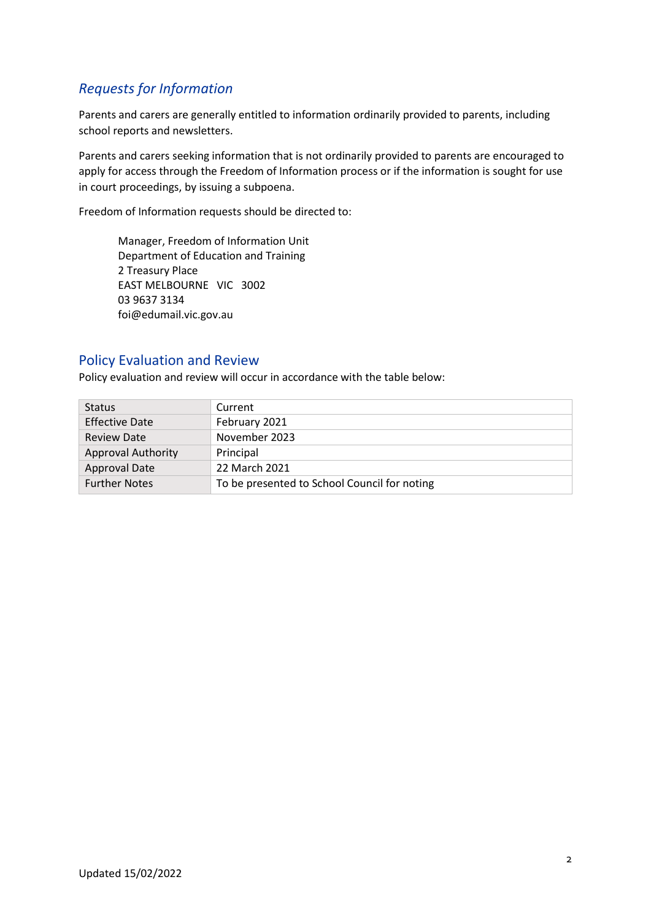## *Requests for Information*

Parents and carers are generally entitled to information ordinarily provided to parents, including school reports and newsletters.

Parents and carers seeking information that is not ordinarily provided to parents are encouraged to apply for access through the Freedom of Information process or if the information is sought for use in court proceedings, by issuing a subpoena.

Freedom of Information requests should be directed to:

> Manager, Freedom of Information Unit  
> Department of Education and Training  
> 2 Treasury Place  
> EAST MELBOURNE VIC 3002  
> 03 9637 3134  
> foi@edumail.vic.gov.au

## Policy Evaluation and Review

Policy evaluation and review will occur in accordance with the table below:

| | |
|---|---|
| Status | Current |
| Effective Date | February 2021 |
| Review Date | November 2023 |
| Approval Authority | Principal |
| Approval Date | 22 March 2021 |
| Further Notes | To be presented to School Council for noting |

Updated 15/02/2022